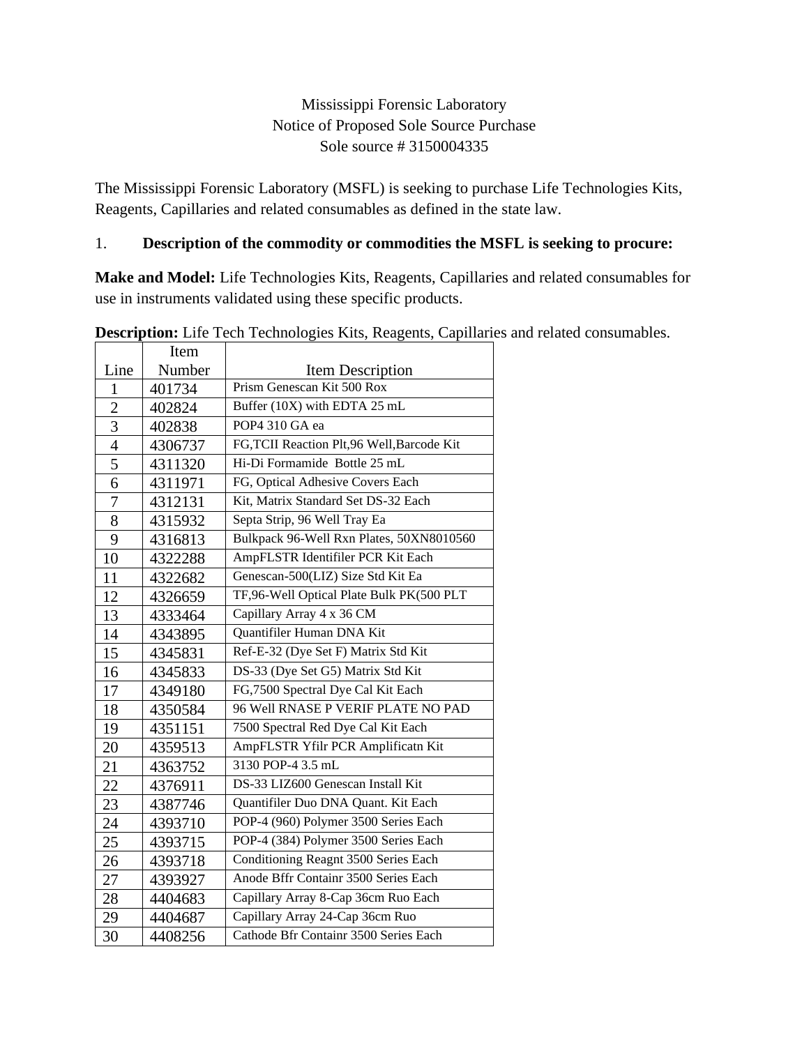Mississippi Forensic Laboratory
Notice of Proposed Sole Source Purchase
Sole source # 3150004335

The Mississippi Forensic Laboratory (MSFL) is seeking to purchase Life Technologies Kits, Reagents, Capillaries and related consumables as defined in the state law.

1. **Description of the commodity or commodities the MSFL is seeking to procure:**

**Make and Model:** Life Technologies Kits, Reagents, Capillaries and related consumables for use in instruments validated using these specific products.

**Description:** Life Tech Technologies Kits, Reagents, Capillaries and related consumables.

| Line | Item Number | Item Description |
|---|---|---|
| 1 | 401734 | Prism Genescan Kit 500 Rox |
| 2 | 402824 | Buffer (10X) with EDTA 25 mL |
| 3 | 402838 | POP4 310 GA ea |
| 4 | 4306737 | FG,TCII Reaction Plt,96 Well,Barcode Kit |
| 5 | 4311320 | Hi-Di Formamide Bottle 25 mL |
| 6 | 4311971 | FG, Optical Adhesive Covers Each |
| 7 | 4312131 | Kit, Matrix Standard Set DS-32 Each |
| 8 | 4315932 | Septa Strip, 96 Well Tray Ea |
| 9 | 4316813 | Bulkpack 96-Well Rxn Plates, 50XN8010560 |
| 10 | 4322288 | AmpFLSTR Identifiler PCR Kit Each |
| 11 | 4322682 | Genescan-500(LIZ) Size Std Kit Ea |
| 12 | 4326659 | TF,96-Well Optical Plate Bulk PK(500 PLT |
| 13 | 4333464 | Capillary Array 4 x 36 CM |
| 14 | 4343895 | Quantifiler Human DNA Kit |
| 15 | 4345831 | Ref-E-32 (Dye Set F) Matrix Std Kit |
| 16 | 4345833 | DS-33 (Dye Set G5) Matrix Std Kit |
| 17 | 4349180 | FG,7500 Spectral Dye Cal Kit Each |
| 18 | 4350584 | 96 Well RNASE P VERIF PLATE NO PAD |
| 19 | 4351151 | 7500 Spectral Red Dye Cal Kit Each |
| 20 | 4359513 | AmpFLSTR Yfilr PCR Amplificatn Kit |
| 21 | 4363752 | 3130 POP-4 3.5 mL |
| 22 | 4376911 | DS-33 LIZ600 Genescan Install Kit |
| 23 | 4387746 | Quantifiler Duo DNA Quant. Kit Each |
| 24 | 4393710 | POP-4 (960) Polymer 3500 Series Each |
| 25 | 4393715 | POP-4 (384) Polymer 3500 Series Each |
| 26 | 4393718 | Conditioning Reagnt 3500 Series Each |
| 27 | 4393927 | Anode Bffr Containr 3500 Series Each |
| 28 | 4404683 | Capillary Array 8-Cap 36cm Ruo Each |
| 29 | 4404687 | Capillary Array 24-Cap 36cm Ruo |
| 30 | 4408256 | Cathode Bfr Containr 3500 Series Each |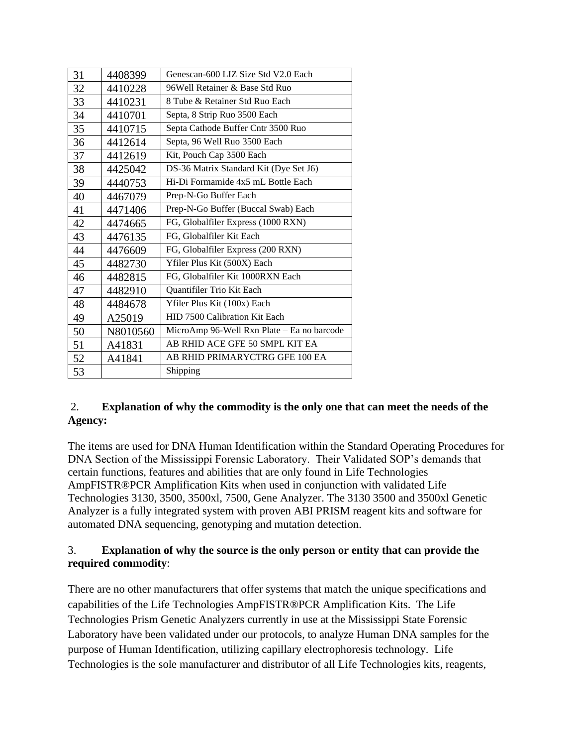| 31 | 4408399 | Genescan-600 LIZ Size Std V2.0 Each |
|---|---|---|
| 32 | 4410228 | 96Well Retainer & Base Std Ruo |
| 33 | 4410231 | 8 Tube & Retainer Std Ruo Each |
| 34 | 4410701 | Septa, 8 Strip Ruo 3500 Each |
| 35 | 4410715 | Septa Cathode Buffer Cntr 3500 Ruo |
| 36 | 4412614 | Septa, 96 Well Ruo 3500 Each |
| 37 | 4412619 | Kit, Pouch Cap 3500 Each |
| 38 | 4425042 | DS-36 Matrix Standard Kit (Dye Set J6) |
| 39 | 4440753 | Hi-Di Formamide 4x5 mL Bottle Each |
| 40 | 4467079 | Prep-N-Go Buffer Each |
| 41 | 4471406 | Prep-N-Go Buffer (Buccal Swab) Each |
| 42 | 4474665 | FG, Globalfiler Express (1000 RXN) |
| 43 | 4476135 | FG, Globalfiler Kit Each |
| 44 | 4476609 | FG, Globalfiler Express (200 RXN) |
| 45 | 4482730 | Yfiler Plus Kit (500X) Each |
| 46 | 4482815 | FG, Globalfiler Kit 1000RXN Each |
| 47 | 4482910 | Quantifiler Trio Kit Each |
| 48 | 4484678 | Yfiler Plus Kit (100x) Each |
| 49 | A25019 | HID 7500 Calibration Kit Each |
| 50 | N8010560 | MicroAmp 96-Well Rxn Plate – Ea no barcode |
| 51 | A41831 | AB RHID ACE GFE 50 SMPL KIT EA |
| 52 | A41841 | AB RHID PRIMARYCTRG GFE 100 EA |
| 53 | | Shipping |

2. **Explanation of why the commodity is the only one that can meet the needs of the Agency:**

The items are used for DNA Human Identification within the Standard Operating Procedures for DNA Section of the Mississippi Forensic Laboratory. Their Validated SOP's demands that certain functions, features and abilities that are only found in Life Technologies AmpFISTR®PCR Amplification Kits when used in conjunction with validated Life Technologies 3130, 3500, 3500xl, 7500, Gene Analyzer. The 3130 3500 and 3500xl Genetic Analyzer is a fully integrated system with proven ABI PRISM reagent kits and software for automated DNA sequencing, genotyping and mutation detection.

3. **Explanation of why the source is the only person or entity that can provide the required commodity**:

There are no other manufacturers that offer systems that match the unique specifications and capabilities of the Life Technologies AmpFISTR®PCR Amplification Kits. The Life Technologies Prism Genetic Analyzers currently in use at the Mississippi State Forensic Laboratory have been validated under our protocols, to analyze Human DNA samples for the purpose of Human Identification, utilizing capillary electrophoresis technology. Life Technologies is the sole manufacturer and distributor of all Life Technologies kits, reagents,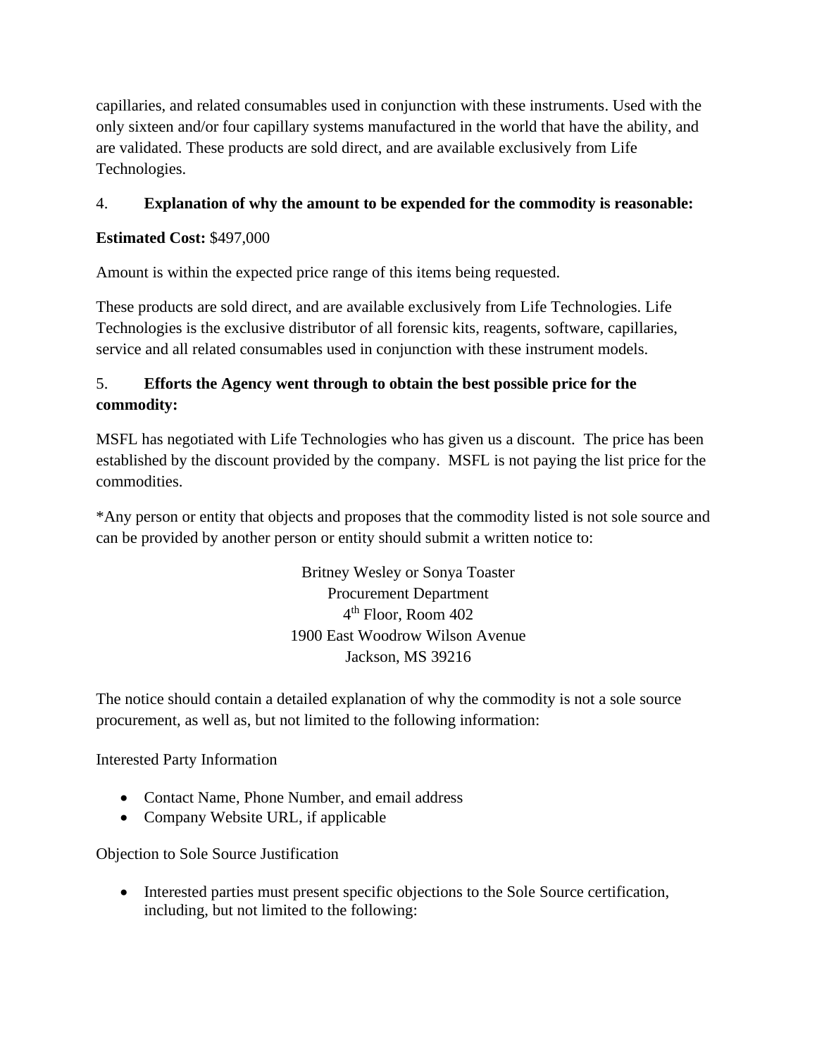capillaries, and related consumables used in conjunction with these instruments. Used with the only sixteen and/or four capillary systems manufactured in the world that have the ability, and are validated. These products are sold direct, and are available exclusively from Life Technologies.

4. **Explanation of why the amount to be expended for the commodity is reasonable:**

**Estimated Cost:** $497,000

Amount is within the expected price range of this items being requested.

These products are sold direct, and are available exclusively from Life Technologies. Life Technologies is the exclusive distributor of all forensic kits, reagents, software, capillaries, service and all related consumables used in conjunction with these instrument models.

5. **Efforts the Agency went through to obtain the best possible price for the commodity:**

MSFL has negotiated with Life Technologies who has given us a discount. The price has been established by the discount provided by the company. MSFL is not paying the list price for the commodities.

*Any person or entity that objects and proposes that the commodity listed is not sole source and can be provided by another person or entity should submit a written notice to:

Britney Wesley or Sonya Toaster
Procurement Department
4th Floor, Room 402
1900 East Woodrow Wilson Avenue
Jackson, MS 39216

The notice should contain a detailed explanation of why the commodity is not a sole source procurement, as well as, but not limited to the following information:

Interested Party Information

- Contact Name, Phone Number, and email address
- Company Website URL, if applicable

Objection to Sole Source Justification

- Interested parties must present specific objections to the Sole Source certification, including, but not limited to the following: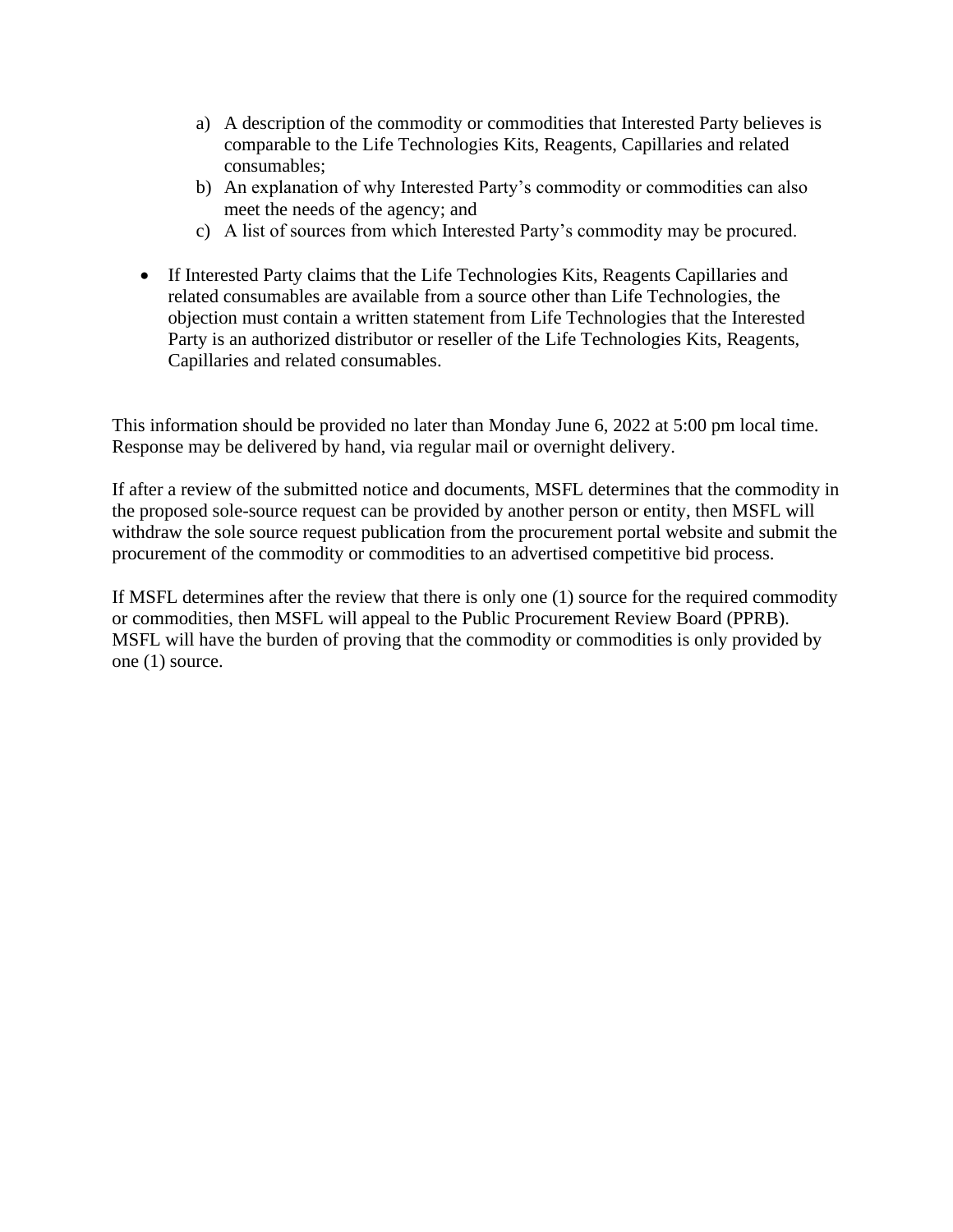a) A description of the commodity or commodities that Interested Party believes is comparable to the Life Technologies Kits, Reagents, Capillaries and related consumables;
b) An explanation of why Interested Party's commodity or commodities can also meet the needs of the agency; and
c) A list of sources from which Interested Party's commodity may be procured.

- If Interested Party claims that the Life Technologies Kits, Reagents Capillaries and related consumables are available from a source other than Life Technologies, the objection must contain a written statement from Life Technologies that the Interested Party is an authorized distributor or reseller of the Life Technologies Kits, Reagents, Capillaries and related consumables.

This information should be provided no later than Monday June 6, 2022 at 5:00 pm local time. Response may be delivered by hand, via regular mail or overnight delivery.

If after a review of the submitted notice and documents, MSFL determines that the commodity in the proposed sole-source request can be provided by another person or entity, then MSFL will withdraw the sole source request publication from the procurement portal website and submit the procurement of the commodity or commodities to an advertised competitive bid process.

If MSFL determines after the review that there is only one (1) source for the required commodity or commodities, then MSFL will appeal to the Public Procurement Review Board (PPRB). MSFL will have the burden of proving that the commodity or commodities is only provided by one (1) source.